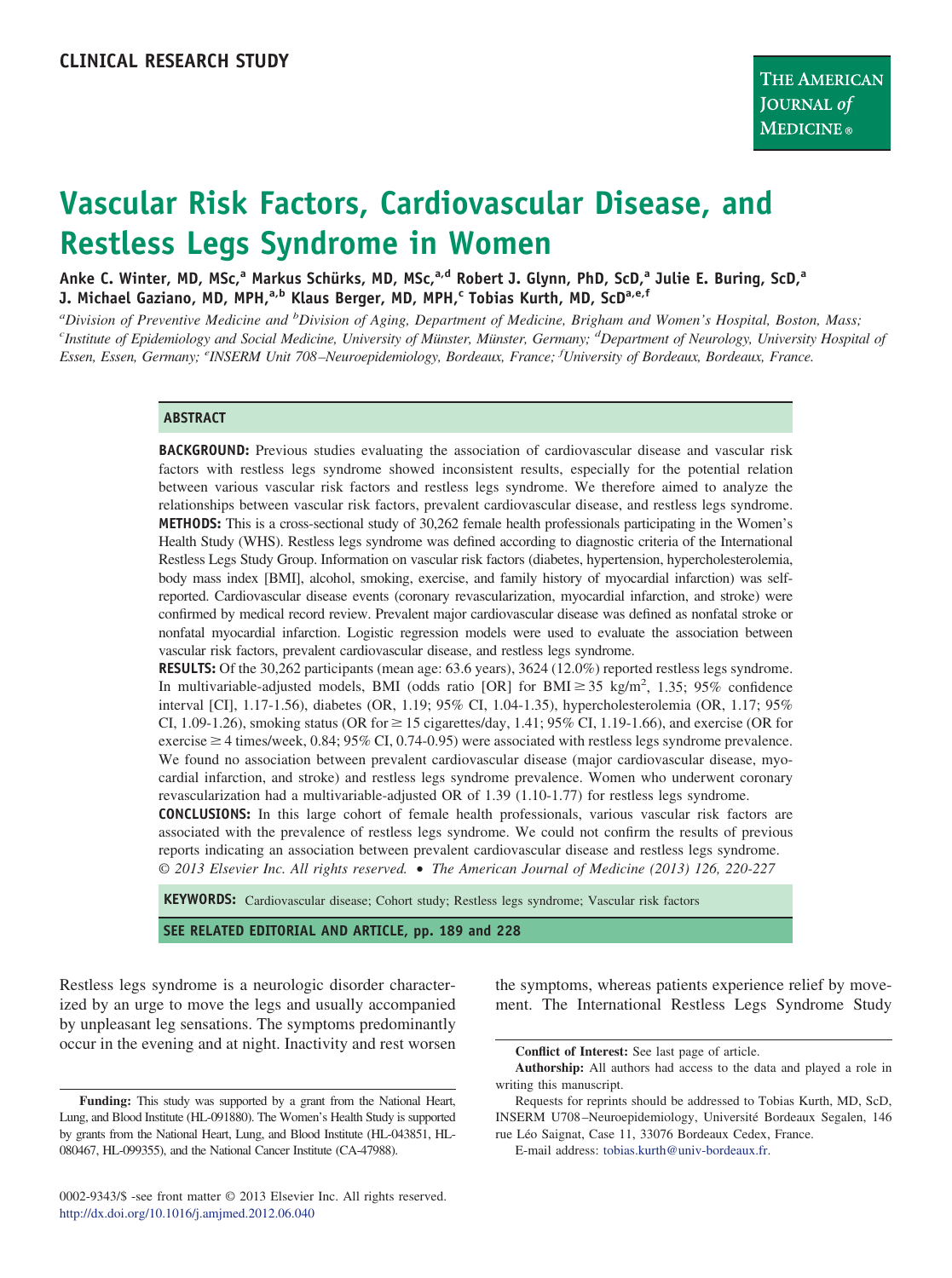CLINICAL RESEARCH STUDY

# Vascular Risk Factors, Cardiovascular Disease, and Restless Legs Syndrome in Women

**Anke C. Winter, MD, MSc,[a] Markus Schürks, MD, MSc,[a,d] Robert J. Glynn, PhD, ScD,[a] Julie E. Buring, ScD,[a] J. Michael Gaziano, MD, MPH,[a,b] Klaus Berger, MD, MPH,[c] Tobias Kurth, MD, ScD[a,e,f]**

*[a]Division of Preventive Medicine and [b]Division of Aging, Department of Medicine, Brigham and Women's Hospital, Boston, Mass; [c]Institute of Epidemiology and Social Medicine, University of Münster, Münster, Germany; [d]Department of Neurology, University Hospital of Essen, Essen, Germany; [e]INSERM Unit 708–Neuroepidemiology, Bordeaux, France; [f]University of Bordeaux, Bordeaux, France.*

## ABSTRACT

**BACKGROUND:** Previous studies evaluating the association of cardiovascular disease and vascular risk factors with restless legs syndrome showed inconsistent results, especially for the potential relation between various vascular risk factors and restless legs syndrome. We therefore aimed to analyze the relationships between vascular risk factors, prevalent cardiovascular disease, and restless legs syndrome.

**METHODS:** This is a cross-sectional study of 30,262 female health professionals participating in the Women's Health Study (WHS). Restless legs syndrome was defined according to diagnostic criteria of the International Restless Legs Study Group. Information on vascular risk factors (diabetes, hypertension, hypercholesterolemia, body mass index [BMI], alcohol, smoking, exercise, and family history of myocardial infarction) was self-reported. Cardiovascular disease events (coronary revascularization, myocardial infarction, and stroke) were confirmed by medical record review. Prevalent major cardiovascular disease was defined as nonfatal stroke or nonfatal myocardial infarction. Logistic regression models were used to evaluate the association between vascular risk factors, prevalent cardiovascular disease, and restless legs syndrome.

**RESULTS:** Of the 30,262 participants (mean age: 63.6 years), 3624 (12.0%) reported restless legs syndrome. In multivariable-adjusted models, BMI (odds ratio [OR] for BMI ≥ 35 kg/m$^2$, 1.35; 95% confidence interval [CI], 1.17-1.56), diabetes (OR, 1.19; 95% CI, 1.04-1.35), hypercholesterolemia (OR, 1.17; 95% CI, 1.09-1.26), smoking status (OR for ≥ 15 cigarettes/day, 1.41; 95% CI, 1.19-1.66), and exercise (OR for exercise ≥ 4 times/week, 0.84; 95% CI, 0.74-0.95) were associated with restless legs syndrome prevalence. We found no association between prevalent cardiovascular disease (major cardiovascular disease, myocardial infarction, and stroke) and restless legs syndrome prevalence. Women who underwent coronary revascularization had a multivariable-adjusted OR of 1.39 (1.10-1.77) for restless legs syndrome.

**CONCLUSIONS:** In this large cohort of female health professionals, various vascular risk factors are associated with the prevalence of restless legs syndrome. We could not confirm the results of previous reports indicating an association between prevalent cardiovascular disease and restless legs syndrome.

*© 2013 Elsevier Inc. All rights reserved. • The American Journal of Medicine (2013) 126, 220-227*

**KEYWORDS:** Cardiovascular disease; Cohort study; Restless legs syndrome; Vascular risk factors

**SEE RELATED EDITORIAL AND ARTICLE, pp. 189 and 228**

Restless legs syndrome is a neurologic disorder characterized by an urge to move the legs and usually accompanied by unpleasant leg sensations. The symptoms predominantly occur in the evening and at night. Inactivity and rest worsen the symptoms, whereas patients experience relief by movement. The International Restless Legs Syndrome Study

**Funding:** This study was supported by a grant from the National Heart, Lung, and Blood Institute (HL-091880). The Women's Health Study is supported by grants from the National Heart, Lung, and Blood Institute (HL-043851, HL-080467, HL-099355), and the National Cancer Institute (CA-47988).

**Conflict of Interest:** See last page of article.

**Authorship:** All authors had access to the data and played a role in writing this manuscript.

Requests for reprints should be addressed to Tobias Kurth, MD, ScD, INSERM U708–Neuroepidemiology, Université Bordeaux Segalen, 146 rue Léo Saignat, Case 11, 33076 Bordeaux Cedex, France.

E-mail address: tobias.kurth@univ-bordeaux.fr.

0002-9343/$ -see front matter © 2013 Elsevier Inc. All rights reserved.
http://dx.doi.org/10.1016/j.amjmed.2012.06.040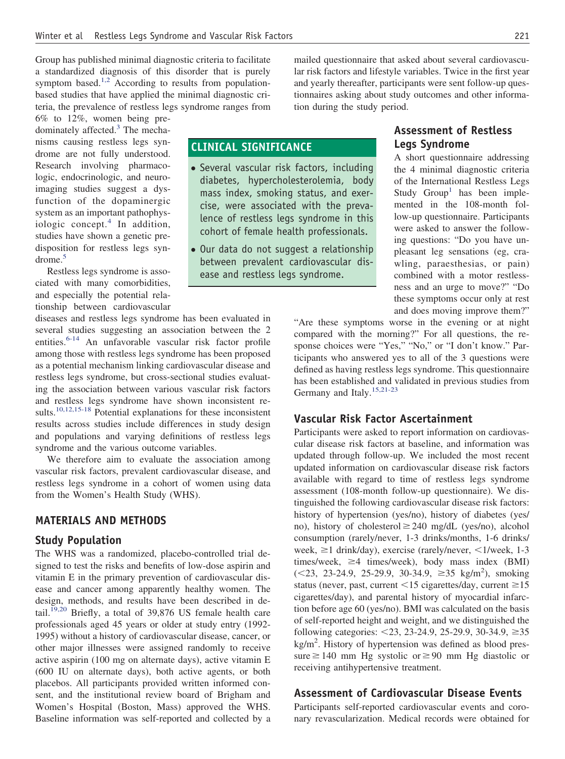Group has published minimal diagnostic criteria to facilitate a standardized diagnosis of this disorder that is purely symptom based.[1,2] According to results from population-based studies that have applied the minimal diagnostic criteria, the prevalence of restless legs syndrome ranges from 6% to 12%, women being predominately affected.[3] The mechanisms causing restless legs syndrome are not fully understood. Research involving pharmacologic, endocrinologic, and neuroimaging studies suggest a dysfunction of the dopaminergic system as an important pathophysiologic concept.[4] In addition, studies have shown a genetic predisposition for restless legs syndrome.[5]

Restless legs syndrome is associated with many comorbidities, and especially the potential relationship between cardiovascular diseases and restless legs syndrome has been evaluated in several studies suggesting an association between the 2 entities.[6-14] An unfavorable vascular risk factor profile among those with restless legs syndrome has been proposed as a potential mechanism linking cardiovascular disease and restless legs syndrome, but cross-sectional studies evaluating the association between various vascular risk factors and restless legs syndrome have shown inconsistent results.[10,12,15-18] Potential explanations for these inconsistent results across studies include differences in study design and populations and varying definitions of restless legs syndrome and the various outcome variables.

We therefore aim to evaluate the association among vascular risk factors, prevalent cardiovascular disease, and restless legs syndrome in a cohort of women using data from the Women's Health Study (WHS).

**CLINICAL SIGNIFICANCE**

- Several vascular risk factors, including diabetes, hypercholesterolemia, body mass index, smoking status, and exercise, were associated with the prevalence of restless legs syndrome in this cohort of female health professionals.
- Our data do not suggest a relationship between prevalent cardiovascular disease and restless legs syndrome.

## MATERIALS AND METHODS

### Study Population

The WHS was a randomized, placebo-controlled trial designed to test the risks and benefits of low-dose aspirin and vitamin E in the primary prevention of cardiovascular disease and cancer among apparently healthy women. The design, methods, and results have been described in detail.[19,20] Briefly, a total of 39,876 US female health care professionals aged 45 years or older at study entry (1992-1995) without a history of cardiovascular disease, cancer, or other major illnesses were assigned randomly to receive active aspirin (100 mg on alternate days), active vitamin E (600 IU on alternate days), both active agents, or both placebos. All participants provided written informed consent, and the institutional review board of Brigham and Women's Hospital (Boston, Mass) approved the WHS. Baseline information was self-reported and collected by a mailed questionnaire that asked about several cardiovascular risk factors and lifestyle variables. Twice in the first year and yearly thereafter, participants were sent follow-up questionnaires asking about study outcomes and other information during the study period.

### Assessment of Restless Legs Syndrome

A short questionnaire addressing the 4 minimal diagnostic criteria of the International Restless Legs Study Group[1] has been implemented in the 108-month follow-up questionnaire. Participants were asked to answer the following questions: "Do you have unpleasant leg sensations (eg, crawling, paraesthesias, or pain) combined with a motor restlessness and an urge to move?" "Do these symptoms occur only at rest and does moving improve them?" "Are these symptoms worse in the evening or at night compared with the morning?" For all questions, the response choices were "Yes," "No," or "I don't know." Participants who answered yes to all of the 3 questions were defined as having restless legs syndrome. This questionnaire has been established and validated in previous studies from Germany and Italy.[15,21-23]

### Vascular Risk Factor Ascertainment

Participants were asked to report information on cardiovascular disease risk factors at baseline, and information was updated through follow-up. We included the most recent updated information on cardiovascular disease risk factors available with regard to time of restless legs syndrome assessment (108-month follow-up questionnaire). We distinguished the following cardiovascular disease risk factors: history of hypertension (yes/no), history of diabetes (yes/no), history of cholesterol $\geq$240 mg/dL (yes/no), alcohol consumption (rarely/never, 1-3 drinks/months, 1-6 drinks/week, $\geq$1 drink/day), exercise (rarely/never, <1/week, 1-3 times/week, $\geq$4 times/week), body mass index (BMI) (<23, 23-24.9, 25-29.9, 30-34.9, $\geq$35 kg/m$^2$), smoking status (never, past, current <15 cigarettes/day, current $\geq$15 cigarettes/day), and parental history of myocardial infarction before age 60 (yes/no). BMI was calculated on the basis of self-reported height and weight, and we distinguished the following categories: <23, 23-24.9, 25-29.9, 30-34.9, $\geq$35 kg/m$^2$. History of hypertension was defined as blood pressure $\geq$140 mm Hg systolic or $\geq$90 mm Hg diastolic or receiving antihypertensive treatment.

### Assessment of Cardiovascular Disease Events

Participants self-reported cardiovascular events and coronary revascularization. Medical records were obtained for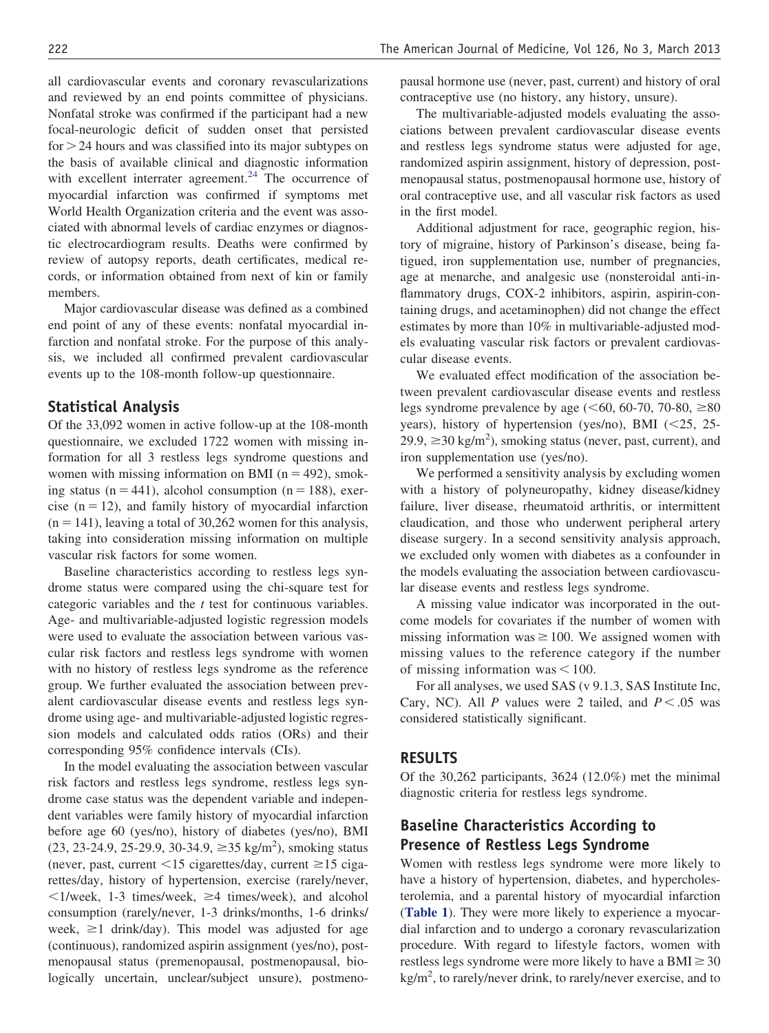all cardiovascular events and coronary revascularizations and reviewed by an end points committee of physicians. Nonfatal stroke was confirmed if the participant had a new focal-neurologic deficit of sudden onset that persisted for > 24 hours and was classified into its major subtypes on the basis of available clinical and diagnostic information with excellent interrater agreement.[24] The occurrence of myocardial infarction was confirmed if symptoms met World Health Organization criteria and the event was associated with abnormal levels of cardiac enzymes or diagnostic electrocardiogram results. Deaths were confirmed by review of autopsy reports, death certificates, medical records, or information obtained from next of kin or family members.

Major cardiovascular disease was defined as a combined end point of any of these events: nonfatal myocardial infarction and nonfatal stroke. For the purpose of this analysis, we included all confirmed prevalent cardiovascular events up to the 108-month follow-up questionnaire.

## Statistical Analysis

Of the 33,092 women in active follow-up at the 108-month questionnaire, we excluded 1722 women with missing information for all 3 restless legs syndrome questions and women with missing information on BMI (n = 492), smoking status (n = 441), alcohol consumption (n = 188), exercise (n = 12), and family history of myocardial infarction (n = 141), leaving a total of 30,262 women for this analysis, taking into consideration missing information on multiple vascular risk factors for some women.

Baseline characteristics according to restless legs syndrome status were compared using the chi-square test for categoric variables and the *t* test for continuous variables. Age- and multivariable-adjusted logistic regression models were used to evaluate the association between various vascular risk factors and restless legs syndrome with women with no history of restless legs syndrome as the reference group. We further evaluated the association between prevalent cardiovascular disease events and restless legs syndrome using age- and multivariable-adjusted logistic regression models and calculated odds ratios (ORs) and their corresponding 95% confidence intervals (CIs).

In the model evaluating the association between vascular risk factors and restless legs syndrome, restless legs syndrome case status was the dependent variable and independent variables were family history of myocardial infarction before age 60 (yes/no), history of diabetes (yes/no), BMI (23, 23-24.9, 25-29.9, 30-34.9, ≥35 kg/m$^2$), smoking status (never, past, current <15 cigarettes/day, current ≥15 cigarettes/day, history of hypertension, exercise (rarely/never, <1/week, 1-3 times/week, ≥4 times/week), and alcohol consumption (rarely/never, 1-3 drinks/months, 1-6 drinks/week, ≥1 drink/day). This model was adjusted for age (continuous), randomized aspirin assignment (yes/no), postmenopausal status (premenopausal, postmenopausal, biologically uncertain, unclear/subject unsure), postmenopausal hormone use (never, past, current) and history of oral contraceptive use (no history, any history, unsure).

The multivariable-adjusted models evaluating the associations between prevalent cardiovascular disease events and restless legs syndrome status were adjusted for age, randomized aspirin assignment, history of depression, postmenopausal status, postmenopausal hormone use, history of oral contraceptive use, and all vascular risk factors as used in the first model.

Additional adjustment for race, geographic region, history of migraine, history of Parkinson's disease, being fatigued, iron supplementation use, number of pregnancies, age at menarche, and analgesic use (nonsteroidal anti-inflammatory drugs, COX-2 inhibitors, aspirin, aspirin-containing drugs, and acetaminophen) did not change the effect estimates by more than 10% in multivariable-adjusted models evaluating vascular risk factors or prevalent cardiovascular disease events.

We evaluated effect modification of the association between prevalent cardiovascular disease events and restless legs syndrome prevalence by age (<60, 60-70, 70-80, ≥80 years), history of hypertension (yes/no), BMI (<25, 25-29.9, ≥30 kg/m$^2$), smoking status (never, past, current), and iron supplementation use (yes/no).

We performed a sensitivity analysis by excluding women with a history of polyneuropathy, kidney disease/kidney failure, liver disease, rheumatoid arthritis, or intermittent claudication, and those who underwent peripheral artery disease surgery. In a second sensitivity analysis approach, we excluded only women with diabetes as a confounder in the models evaluating the association between cardiovascular disease events and restless legs syndrome.

A missing value indicator was incorporated in the outcome models for covariates if the number of women with missing information was ≥ 100. We assigned women with missing values to the reference category if the number of missing information was < 100.

For all analyses, we used SAS (v 9.1.3, SAS Institute Inc, Cary, NC). All *P* values were 2 tailed, and $P < .05$ was considered statistically significant.

# RESULTS

Of the 30,262 participants, 3624 (12.0%) met the minimal diagnostic criteria for restless legs syndrome.

## Baseline Characteristics According to Presence of Restless Legs Syndrome

Women with restless legs syndrome were more likely to have a history of hypertension, diabetes, and hypercholesterolemia, and a parental history of myocardial infarction (**Table 1**). They were more likely to experience a myocardial infarction and to undergo a coronary revascularization procedure. With regard to lifestyle factors, women with restless legs syndrome were more likely to have a BMI ≥ 30 kg/m$^2$, to rarely/never drink, to rarely/never exercise, and to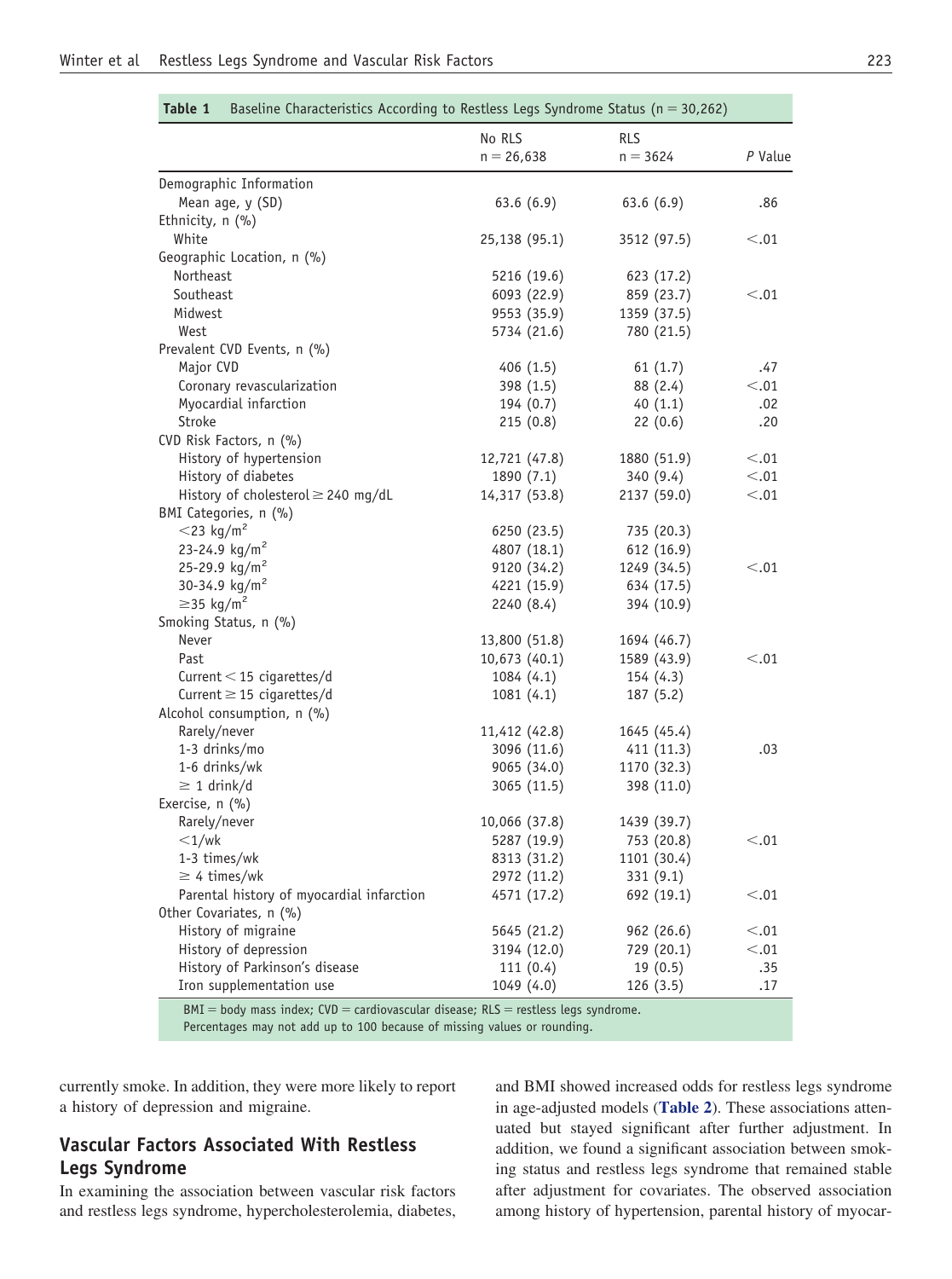**Table 1** Baseline Characteristics According to Restless Legs Syndrome Status (n = 30,262)

| | No RLS n = 26,638 | RLS n = 3624 | *P* Value |
|---|---|---|---|
| Demographic Information | | | |
| Mean age, y (SD) | 63.6 (6.9) | 63.6 (6.9) | .86 |
| Ethnicity, n (%) | | | |
| White | 25,138 (95.1) | 3512 (97.5) | <.01 |
| Geographic Location, n (%) | | | |
| Northeast | 5216 (19.6) | 623 (17.2) | |
| Southeast | 6093 (22.9) | 859 (23.7) | <.01 |
| Midwest | 9553 (35.9) | 1359 (37.5) | |
| West | 5734 (21.6) | 780 (21.5) | |
| Prevalent CVD Events, n (%) | | | |
| Major CVD | 406 (1.5) | 61 (1.7) | .47 |
| Coronary revascularization | 398 (1.5) | 88 (2.4) | <.01 |
| Myocardial infarction | 194 (0.7) | 40 (1.1) | .02 |
| Stroke | 215 (0.8) | 22 (0.6) | .20 |
| CVD Risk Factors, n (%) | | | |
| History of hypertension | 12,721 (47.8) | 1880 (51.9) | <.01 |
| History of diabetes | 1890 (7.1) | 340 (9.4) | <.01 |
| History of cholesterol ≥ 240 mg/dL | 14,317 (53.8) | 2137 (59.0) | <.01 |
| BMI Categories, n (%) | | | |
| <23 kg/m$^2$ | 6250 (23.5) | 735 (20.3) | |
| 23-24.9 kg/m$^2$ | 4807 (18.1) | 612 (16.9) | |
| 25-29.9 kg/m$^2$ | 9120 (34.2) | 1249 (34.5) | <.01 |
| 30-34.9 kg/m$^2$ | 4221 (15.9) | 634 (17.5) | |
| ≥35 kg/m$^2$ | 2240 (8.4) | 394 (10.9) | |
| Smoking Status, n (%) | | | |
| Never | 13,800 (51.8) | 1694 (46.7) | |
| Past | 10,673 (40.1) | 1589 (43.9) | <.01 |
| Current < 15 cigarettes/d | 1084 (4.1) | 154 (4.3) | |
| Current ≥ 15 cigarettes/d | 1081 (4.1) | 187 (5.2) | |
| Alcohol consumption, n (%) | | | |
| Rarely/never | 11,412 (42.8) | 1645 (45.4) | |
| 1-3 drinks/mo | 3096 (11.6) | 411 (11.3) | .03 |
| 1-6 drinks/wk | 9065 (34.0) | 1170 (32.3) | |
| ≥ 1 drink/d | 3065 (11.5) | 398 (11.0) | |
| Exercise, n (%) | | | |
| Rarely/never | 10,066 (37.8) | 1439 (39.7) | |
| <1/wk | 5287 (19.9) | 753 (20.8) | <.01 |
| 1-3 times/wk | 8313 (31.2) | 1101 (30.4) | |
| ≥ 4 times/wk | 2972 (11.2) | 331 (9.1) | |
| Parental history of myocardial infarction | 4571 (17.2) | 692 (19.1) | <.01 |
| Other Covariates, n (%) | | | |
| History of migraine | 5645 (21.2) | 962 (26.6) | <.01 |
| History of depression | 3194 (12.0) | 729 (20.1) | <.01 |
| History of Parkinson's disease | 111 (0.4) | 19 (0.5) | .35 |
| Iron supplementation use | 1049 (4.0) | 126 (3.5) | .17 |

BMI = body mass index; CVD = cardiovascular disease; RLS = restless legs syndrome.
Percentages may not add up to 100 because of missing values or rounding.

currently smoke. In addition, they were more likely to report a history of depression and migraine.

## Vascular Factors Associated With Restless Legs Syndrome

In examining the association between vascular risk factors and restless legs syndrome, hypercholesterolemia, diabetes, and BMI showed increased odds for restless legs syndrome in age-adjusted models (**Table 2**). These associations attenuated but stayed significant after further adjustment. In addition, we found a significant association between smoking status and restless legs syndrome that remained stable after adjustment for covariates. The observed association among history of hypertension, parental history of myocar-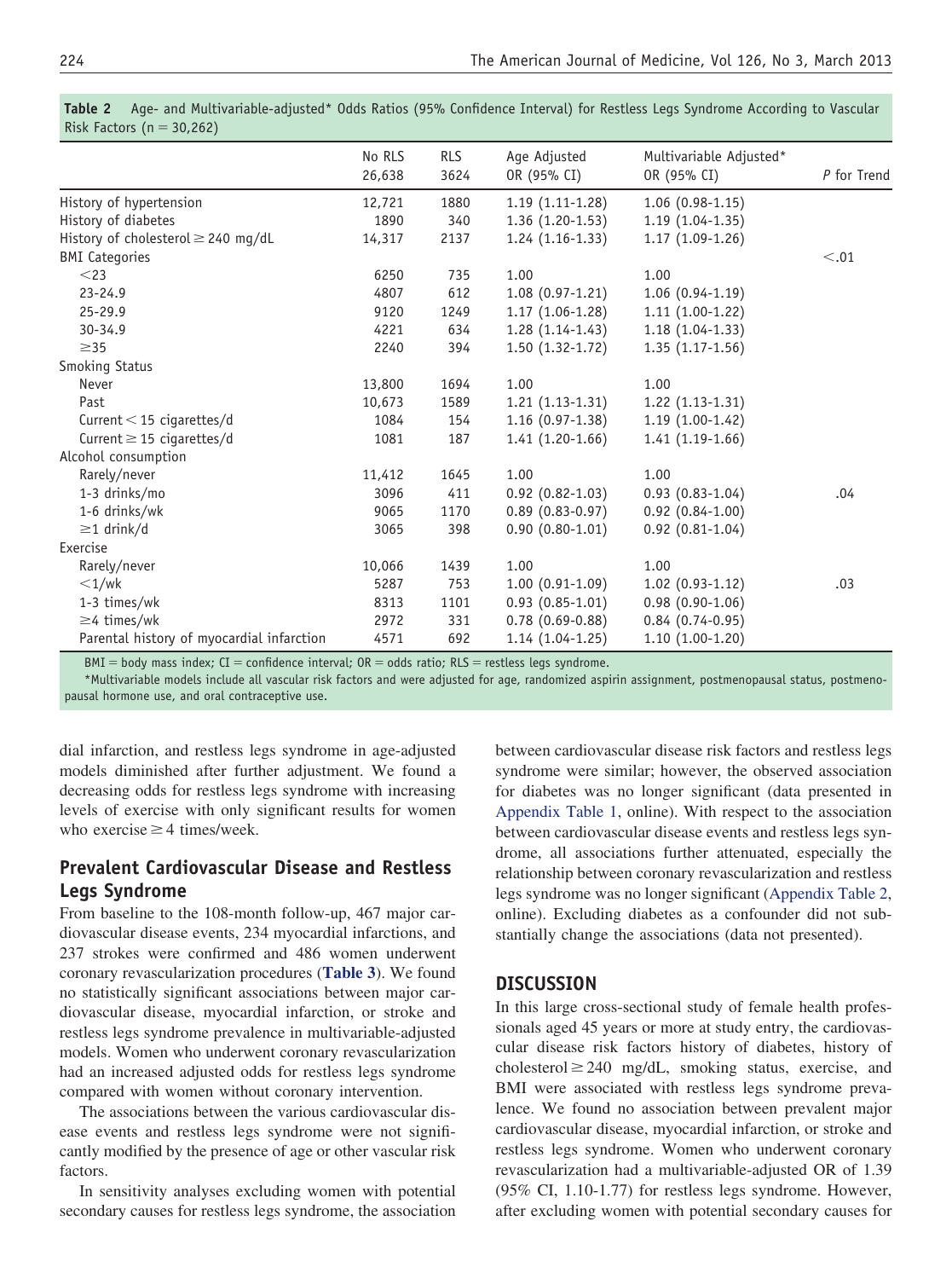**Table 2** Age- and Multivariable-adjusted* Odds Ratios (95% Confidence Interval) for Restless Legs Syndrome According to Vascular Risk Factors (n = 30,262)

| | No RLS 26,638 | RLS 3624 | Age Adjusted OR (95% CI) | Multivariable Adjusted* OR (95% CI) | *P* for Trend |
|---|---|---|---|---|---|
| History of hypertension | 12,721 | 1880 | 1.19 (1.11-1.28) | 1.06 (0.98-1.15) | |
| History of diabetes | 1890 | 340 | 1.36 (1.20-1.53) | 1.19 (1.04-1.35) | |
| History of cholesterol ≥ 240 mg/dL | 14,317 | 2137 | 1.24 (1.16-1.33) | 1.17 (1.09-1.26) | |
| BMI Categories | | | | | <.01 |
| <23 | 6250 | 735 | 1.00 | 1.00 | |
| 23-24.9 | 4807 | 612 | 1.08 (0.97-1.21) | 1.06 (0.94-1.19) | |
| 25-29.9 | 9120 | 1249 | 1.17 (1.06-1.28) | 1.11 (1.00-1.22) | |
| 30-34.9 | 4221 | 634 | 1.28 (1.14-1.43) | 1.18 (1.04-1.33) | |
| ≥35 | 2240 | 394 | 1.50 (1.32-1.72) | 1.35 (1.17-1.56) | |
| Smoking Status | | | | | |
| Never | 13,800 | 1694 | 1.00 | 1.00 | |
| Past | 10,673 | 1589 | 1.21 (1.13-1.31) | 1.22 (1.13-1.31) | |
| Current < 15 cigarettes/d | 1084 | 154 | 1.16 (0.97-1.38) | 1.19 (1.00-1.42) | |
| Current ≥ 15 cigarettes/d | 1081 | 187 | 1.41 (1.20-1.66) | 1.41 (1.19-1.66) | |
| Alcohol consumption | | | | | |
| Rarely/never | 11,412 | 1645 | 1.00 | 1.00 | |
| 1-3 drinks/mo | 3096 | 411 | 0.92 (0.82-1.03) | 0.93 (0.83-1.04) | .04 |
| 1-6 drinks/wk | 9065 | 1170 | 0.89 (0.83-0.97) | 0.92 (0.84-1.00) | |
| ≥1 drink/d | 3065 | 398 | 0.90 (0.80-1.01) | 0.92 (0.81-1.04) | |
| Exercise | | | | | |
| Rarely/never | 10,066 | 1439 | 1.00 | 1.00 | |
| <1/wk | 5287 | 753 | 1.00 (0.91-1.09) | 1.02 (0.93-1.12) | .03 |
| 1-3 times/wk | 8313 | 1101 | 0.93 (0.85-1.01) | 0.98 (0.90-1.06) | |
| ≥4 times/wk | 2972 | 331 | 0.78 (0.69-0.88) | 0.84 (0.74-0.95) | |
| Parental history of myocardial infarction | 4571 | 692 | 1.14 (1.04-1.25) | 1.10 (1.00-1.20) | |

BMI = body mass index; CI = confidence interval; OR = odds ratio; RLS = restless legs syndrome.

*Multivariable models include all vascular risk factors and were adjusted for age, randomized aspirin assignment, postmenopausal status, postmenopausal hormone use, and oral contraceptive use.

dial infarction, and restless legs syndrome in age-adjusted models diminished after further adjustment. We found a decreasing odds for restless legs syndrome with increasing levels of exercise with only significant results for women who exercise ≥ 4 times/week.

## Prevalent Cardiovascular Disease and Restless Legs Syndrome

From baseline to the 108-month follow-up, 467 major cardiovascular disease events, 234 myocardial infarctions, and 237 strokes were confirmed and 486 women underwent coronary revascularization procedures (**Table 3**). We found no statistically significant associations between major cardiovascular disease, myocardial infarction, or stroke and restless legs syndrome prevalence in multivariable-adjusted models. Women who underwent coronary revascularization had an increased adjusted odds for restless legs syndrome compared with women without coronary intervention.

The associations between the various cardiovascular disease events and restless legs syndrome were not significantly modified by the presence of age or other vascular risk factors.

In sensitivity analyses excluding women with potential secondary causes for restless legs syndrome, the association between cardiovascular disease risk factors and restless legs syndrome were similar; however, the observed association for diabetes was no longer significant (data presented in Appendix Table 1, online). With respect to the association between cardiovascular disease events and restless legs syndrome, all associations further attenuated, especially the relationship between coronary revascularization and restless legs syndrome was no longer significant (Appendix Table 2, online). Excluding diabetes as a confounder did not substantially change the associations (data not presented).

## DISCUSSION

In this large cross-sectional study of female health professionals aged 45 years or more at study entry, the cardiovascular disease risk factors history of diabetes, history of cholesterol ≥ 240 mg/dL, smoking status, exercise, and BMI were associated with restless legs syndrome prevalence. We found no association between prevalent major cardiovascular disease, myocardial infarction, or stroke and restless legs syndrome. Women who underwent coronary revascularization had a multivariable-adjusted OR of 1.39 (95% CI, 1.10-1.77) for restless legs syndrome. However, after excluding women with potential secondary causes for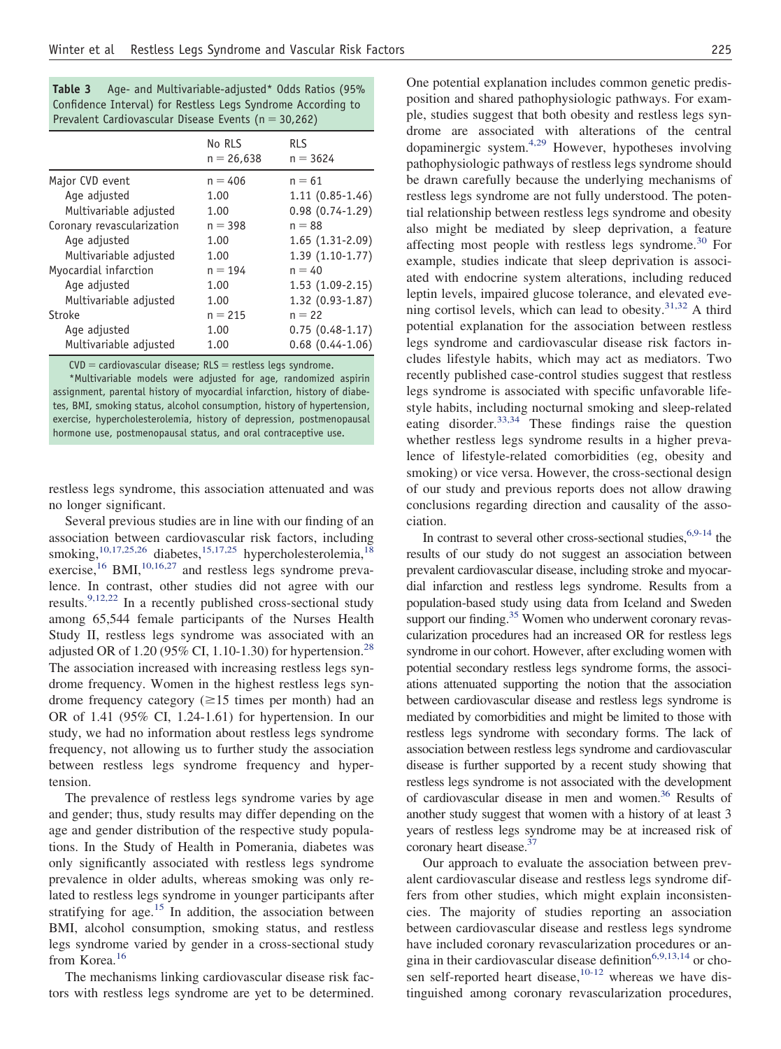**Table 3** Age- and Multivariable-adjusted* Odds Ratios (95% Confidence Interval) for Restless Legs Syndrome According to Prevalent Cardiovascular Disease Events (n = 30,262)

| | No RLS n = 26,638 | RLS n = 3624 |
|---|---|---|
| Major CVD event | n = 406 | n = 61 |
| Age adjusted | 1.00 | 1.11 (0.85-1.46) |
| Multivariable adjusted | 1.00 | 0.98 (0.74-1.29) |
| Coronary revascularization | n = 398 | n = 88 |
| Age adjusted | 1.00 | 1.65 (1.31-2.09) |
| Multivariable adjusted | 1.00 | 1.39 (1.10-1.77) |
| Myocardial infarction | n = 194 | n = 40 |
| Age adjusted | 1.00 | 1.53 (1.09-2.15) |
| Multivariable adjusted | 1.00 | 1.32 (0.93-1.87) |
| Stroke | n = 215 | n = 22 |
| Age adjusted | 1.00 | 0.75 (0.48-1.17) |
| Multivariable adjusted | 1.00 | 0.68 (0.44-1.06) |

CVD = cardiovascular disease; RLS = restless legs syndrome.

*Multivariable models were adjusted for age, randomized aspirin assignment, parental history of myocardial infarction, history of diabetes, BMI, smoking status, alcohol consumption, history of hypertension, exercise, hypercholesterolemia, history of depression, postmenopausal hormone use, postmenopausal status, and oral contraceptive use.

restless legs syndrome, this association attenuated and was no longer significant.

Several previous studies are in line with our finding of an association between cardiovascular risk factors, including smoking,[10,17,25,26] diabetes,[15,17,25] hypercholesterolemia,[18] exercise,[16] BMI,[10,16,27] and restless legs syndrome prevalence. In contrast, other studies did not agree with our results.[9,12,22] In a recently published cross-sectional study among 65,544 female participants of the Nurses Health Study II, restless legs syndrome was associated with an adjusted OR of 1.20 (95% CI, 1.10-1.30) for hypertension.[28] The association increased with increasing restless legs syndrome frequency. Women in the highest restless legs syndrome frequency category (≥15 times per month) had an OR of 1.41 (95% CI, 1.24-1.61) for hypertension. In our study, we had no information about restless legs syndrome frequency, not allowing us to further study the association between restless legs syndrome frequency and hypertension.

The prevalence of restless legs syndrome varies by age and gender; thus, study results may differ depending on the age and gender distribution of the respective study populations. In the Study of Health in Pomerania, diabetes was only significantly associated with restless legs syndrome prevalence in older adults, whereas smoking was only related to restless legs syndrome in younger participants after stratifying for age.[15] In addition, the association between BMI, alcohol consumption, smoking status, and restless legs syndrome varied by gender in a cross-sectional study from Korea.[16]

The mechanisms linking cardiovascular disease risk factors with restless legs syndrome are yet to be determined. One potential explanation includes common genetic predisposition and shared pathophysiologic pathways. For example, studies suggest that both obesity and restless legs syndrome are associated with alterations of the central dopaminergic system.[4,29] However, hypotheses involving pathophysiologic pathways of restless legs syndrome should be drawn carefully because the underlying mechanisms of restless legs syndrome are not fully understood. The potential relationship between restless legs syndrome and obesity also might be mediated by sleep deprivation, a feature affecting most people with restless legs syndrome.[30] For example, studies indicate that sleep deprivation is associated with endocrine system alterations, including reduced leptin levels, impaired glucose tolerance, and elevated evening cortisol levels, which can lead to obesity.[31,32] A third potential explanation for the association between restless legs syndrome and cardiovascular disease risk factors includes lifestyle habits, which may act as mediators. Two recently published case-control studies suggest that restless legs syndrome is associated with specific unfavorable lifestyle habits, including nocturnal smoking and sleep-related eating disorder.[33,34] These findings raise the question whether restless legs syndrome results in a higher prevalence of lifestyle-related comorbidities (eg, obesity and smoking) or vice versa. However, the cross-sectional design of our study and previous reports does not allow drawing conclusions regarding direction and causality of the association.

In contrast to several other cross-sectional studies,[6,9-14] the results of our study do not suggest an association between prevalent cardiovascular disease, including stroke and myocardial infarction and restless legs syndrome. Results from a population-based study using data from Iceland and Sweden support our finding.[35] Women who underwent coronary revascularization procedures had an increased OR for restless legs syndrome in our cohort. However, after excluding women with potential secondary restless legs syndrome forms, the associations attenuated supporting the notion that the association between cardiovascular disease and restless legs syndrome is mediated by comorbidities and might be limited to those with restless legs syndrome with secondary forms. The lack of association between restless legs syndrome and cardiovascular disease is further supported by a recent study showing that restless legs syndrome is not associated with the development of cardiovascular disease in men and women.[36] Results of another study suggest that women with a history of at least 3 years of restless legs syndrome may be at increased risk of coronary heart disease.[37]

Our approach to evaluate the association between prevalent cardiovascular disease and restless legs syndrome differs from other studies, which might explain inconsistencies. The majority of studies reporting an association between cardiovascular disease and restless legs syndrome have included coronary revascularization procedures or angina in their cardiovascular disease definition[6,9,13,14] or chosen self-reported heart disease,[10-12] whereas we have distinguished among coronary revascularization procedures,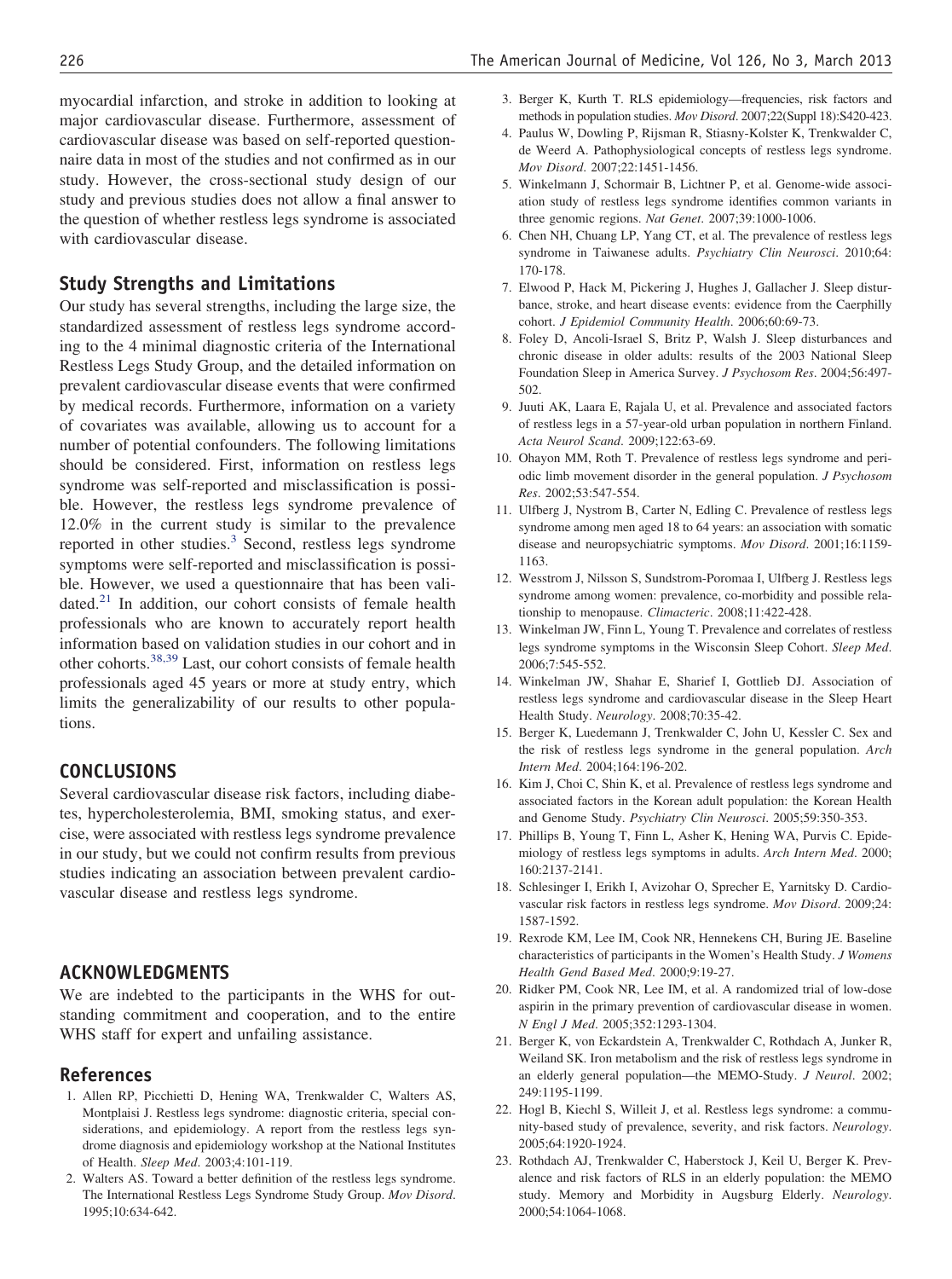myocardial infarction, and stroke in addition to looking at major cardiovascular disease. Furthermore, assessment of cardiovascular disease was based on self-reported questionnaire data in most of the studies and not confirmed as in our study. However, the cross-sectional study design of our study and previous studies does not allow a final answer to the question of whether restless legs syndrome is associated with cardiovascular disease.

## Study Strengths and Limitations

Our study has several strengths, including the large size, the standardized assessment of restless legs syndrome according to the 4 minimal diagnostic criteria of the International Restless Legs Study Group, and the detailed information on prevalent cardiovascular disease events that were confirmed by medical records. Furthermore, information on a variety of covariates was available, allowing us to account for a number of potential confounders. The following limitations should be considered. First, information on restless legs syndrome was self-reported and misclassification is possible. However, the restless legs syndrome prevalence of 12.0% in the current study is similar to the prevalence reported in other studies.[3] Second, restless legs syndrome symptoms were self-reported and misclassification is possible. However, we used a questionnaire that has been validated.[21] In addition, our cohort consists of female health professionals who are known to accurately report health information based on validation studies in our cohort and in other cohorts.[38,39] Last, our cohort consists of female health professionals aged 45 years or more at study entry, which limits the generalizability of our results to other populations.

## CONCLUSIONS

Several cardiovascular disease risk factors, including diabetes, hypercholesterolemia, BMI, smoking status, and exercise, were associated with restless legs syndrome prevalence in our study, but we could not confirm results from previous studies indicating an association between prevalent cardiovascular disease and restless legs syndrome.

## ACKNOWLEDGMENTS

We are indebted to the participants in the WHS for outstanding commitment and cooperation, and to the entire WHS staff for expert and unfailing assistance.

## References

1. Allen RP, Picchietti D, Hening WA, Trenkwalder C, Walters AS, Montplaisi J. Restless legs syndrome: diagnostic criteria, special considerations, and epidemiology. A report from the restless legs syndrome diagnosis and epidemiology workshop at the National Institutes of Health. *Sleep Med*. 2003;4:101-119.
2. Walters AS. Toward a better definition of the restless legs syndrome. The International Restless Legs Syndrome Study Group. *Mov Disord*. 1995;10:634-642.
3. Berger K, Kurth T. RLS epidemiology—frequencies, risk factors and methods in population studies. *Mov Disord*. 2007;22(Suppl 18):S420-423.
4. Paulus W, Dowling P, Rijsman R, Stiasny-Kolster K, Trenkwalder C, de Weerd A. Pathophysiological concepts of restless legs syndrome. *Mov Disord*. 2007;22:1451-1456.
5. Winkelmann J, Schormair B, Lichtner P, et al. Genome-wide association study of restless legs syndrome identifies common variants in three genomic regions. *Nat Genet*. 2007;39:1000-1006.
6. Chen NH, Chuang LP, Yang CT, et al. The prevalence of restless legs syndrome in Taiwanese adults. *Psychiatry Clin Neurosci*. 2010;64: 170-178.
7. Elwood P, Hack M, Pickering J, Hughes J, Gallacher J. Sleep disturbance, stroke, and heart disease events: evidence from the Caerphilly cohort. *J Epidemiol Community Health*. 2006;60:69-73.
8. Foley D, Ancoli-Israel S, Britz P, Walsh J. Sleep disturbances and chronic disease in older adults: results of the 2003 National Sleep Foundation Sleep in America Survey. *J Psychosom Res*. 2004;56:497-502.
9. Juuti AK, Laara E, Rajala U, et al. Prevalence and associated factors of restless legs in a 57-year-old urban population in northern Finland. *Acta Neurol Scand*. 2009;122:63-69.
10. Ohayon MM, Roth T. Prevalence of restless legs syndrome and periodic limb movement disorder in the general population. *J Psychosom Res*. 2002;53:547-554.
11. Ulfberg J, Nystrom B, Carter N, Edling C. Prevalence of restless legs syndrome among men aged 18 to 64 years: an association with somatic disease and neuropsychiatric symptoms. *Mov Disord*. 2001;16:1159-1163.
12. Wesstrom J, Nilsson S, Sundstrom-Poromaa I, Ulfberg J. Restless legs syndrome among women: prevalence, co-morbidity and possible relationship to menopause. *Climacteric*. 2008;11:422-428.
13. Winkelman JW, Finn L, Young T. Prevalence and correlates of restless legs syndrome symptoms in the Wisconsin Sleep Cohort. *Sleep Med*. 2006;7:545-552.
14. Winkelman JW, Shahar E, Sharief I, Gottlieb DJ. Association of restless legs syndrome and cardiovascular disease in the Sleep Heart Health Study. *Neurology*. 2008;70:35-42.
15. Berger K, Luedemann J, Trenkwalder C, John U, Kessler C. Sex and the risk of restless legs syndrome in the general population. *Arch Intern Med*. 2004;164:196-202.
16. Kim J, Choi C, Shin K, et al. Prevalence of restless legs syndrome and associated factors in the Korean adult population: the Korean Health and Genome Study. *Psychiatry Clin Neurosci*. 2005;59:350-353.
17. Phillips B, Young T, Finn L, Asher K, Hening WA, Purvis C. Epidemiology of restless legs symptoms in adults. *Arch Intern Med*. 2000; 160:2137-2141.
18. Schlesinger I, Erikh I, Avizohar O, Sprecher E, Yarnitsky D. Cardiovascular risk factors in restless legs syndrome. *Mov Disord*. 2009;24: 1587-1592.
19. Rexrode KM, Lee IM, Cook NR, Hennekens CH, Buring JE. Baseline characteristics of participants in the Women's Health Study. *J Womens Health Gend Based Med*. 2000;9:19-27.
20. Ridker PM, Cook NR, Lee IM, et al. A randomized trial of low-dose aspirin in the primary prevention of cardiovascular disease in women. *N Engl J Med*. 2005;352:1293-1304.
21. Berger K, von Eckardstein A, Trenkwalder C, Rothdach A, Junker R, Weiland SK. Iron metabolism and the risk of restless legs syndrome in an elderly general population—the MEMO-Study. *J Neurol*. 2002; 249:1195-1199.
22. Hogl B, Kiechl S, Willeit J, et al. Restless legs syndrome: a community-based study of prevalence, severity, and risk factors. *Neurology*. 2005;64:1920-1924.
23. Rothdach AJ, Trenkwalder C, Haberstock J, Keil U, Berger K. Prevalence and risk factors of RLS in an elderly population: the MEMO study. Memory and Morbidity in Augsburg Elderly. *Neurology*. 2000;54:1064-1068.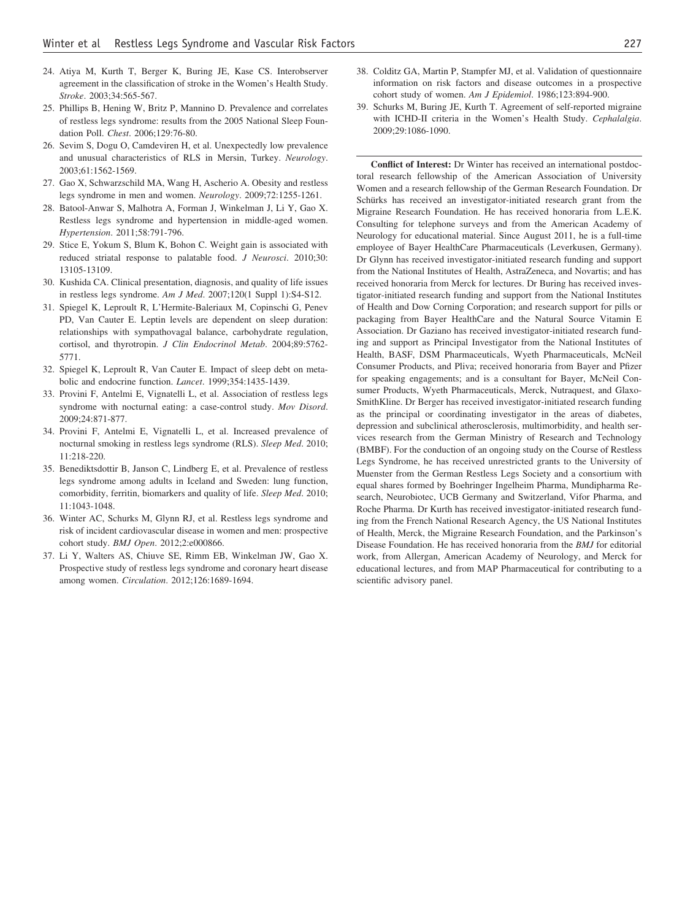24. Atiya M, Kurth T, Berger K, Buring JE, Kase CS. Interobserver agreement in the classification of stroke in the Women's Health Study. *Stroke*. 2003;34:565-567.
25. Phillips B, Hening W, Britz P, Mannino D. Prevalence and correlates of restless legs syndrome: results from the 2005 National Sleep Foundation Poll. *Chest*. 2006;129:76-80.
26. Sevim S, Dogu O, Camdeviren H, et al. Unexpectedly low prevalence and unusual characteristics of RLS in Mersin, Turkey. *Neurology*. 2003;61:1562-1569.
27. Gao X, Schwarzschild MA, Wang H, Ascherio A. Obesity and restless legs syndrome in men and women. *Neurology*. 2009;72:1255-1261.
28. Batool-Anwar S, Malhotra A, Forman J, Winkelman J, Li Y, Gao X. Restless legs syndrome and hypertension in middle-aged women. *Hypertension*. 2011;58:791-796.
29. Stice E, Yokum S, Blum K, Bohon C. Weight gain is associated with reduced striatal response to palatable food. *J Neurosci*. 2010;30: 13105-13109.
30. Kushida CA. Clinical presentation, diagnosis, and quality of life issues in restless legs syndrome. *Am J Med*. 2007;120(1 Suppl 1):S4-S12.
31. Spiegel K, Leproult R, L'Hermite-Baleriaux M, Copinschi G, Penev PD, Van Cauter E. Leptin levels are dependent on sleep duration: relationships with sympathovagal balance, carbohydrate regulation, cortisol, and thyrotropin. *J Clin Endocrinol Metab*. 2004;89:5762-5771.
32. Spiegel K, Leproult R, Van Cauter E. Impact of sleep debt on metabolic and endocrine function. *Lancet*. 1999;354:1435-1439.
33. Provini F, Antelmi E, Vignatelli L, et al. Association of restless legs syndrome with nocturnal eating: a case-control study. *Mov Disord*. 2009;24:871-877.
34. Provini F, Antelmi E, Vignatelli L, et al. Increased prevalence of nocturnal smoking in restless legs syndrome (RLS). *Sleep Med*. 2010; 11:218-220.
35. Benediktsdottir B, Janson C, Lindberg E, et al. Prevalence of restless legs syndrome among adults in Iceland and Sweden: lung function, comorbidity, ferritin, biomarkers and quality of life. *Sleep Med*. 2010; 11:1043-1048.
36. Winter AC, Schurks M, Glynn RJ, et al. Restless legs syndrome and risk of incident cardiovascular disease in women and men: prospective cohort study. *BMJ Open*. 2012;2:e000866.
37. Li Y, Walters AS, Chiuve SE, Rimm EB, Winkelman JW, Gao X. Prospective study of restless legs syndrome and coronary heart disease among women. *Circulation*. 2012;126:1689-1694.
38. Colditz GA, Martin P, Stampfer MJ, et al. Validation of questionnaire information on risk factors and disease outcomes in a prospective cohort study of women. *Am J Epidemiol*. 1986;123:894-900.
39. Schurks M, Buring JE, Kurth T. Agreement of self-reported migraine with ICHD-II criteria in the Women's Health Study. *Cephalalgia*. 2009;29:1086-1090.

**Conflict of Interest:** Dr Winter has received an international postdoctoral research fellowship of the American Association of University Women and a research fellowship of the German Research Foundation. Dr Schürks has received an investigator-initiated research grant from the Migraine Research Foundation. He has received honoraria from L.E.K. Consulting for telephone surveys and from the American Academy of Neurology for educational material. Since August 2011, he is a full-time employee of Bayer HealthCare Pharmaceuticals (Leverkusen, Germany). Dr Glynn has received investigator-initiated research funding and support from the National Institutes of Health, AstraZeneca, and Novartis; and has received honoraria from Merck for lectures. Dr Buring has received investigator-initiated research funding and support from the National Institutes of Health and Dow Corning Corporation; and research support for pills or packaging from Bayer HealthCare and the Natural Source Vitamin E Association. Dr Gaziano has received investigator-initiated research funding and support as Principal Investigator from the National Institutes of Health, BASF, DSM Pharmaceuticals, Wyeth Pharmaceuticals, McNeil Consumer Products, and Pliva; received honoraria from Bayer and Pfizer for speaking engagements; and is a consultant for Bayer, McNeil Consumer Products, Wyeth Pharmaceuticals, Merck, Nutraquest, and GlaxoSmithKline. Dr Berger has received investigator-initiated research funding as the principal or coordinating investigator in the areas of diabetes, depression and subclinical atherosclerosis, multimorbidity, and health services research from the German Ministry of Research and Technology (BMBF). For the conduction of an ongoing study on the Course of Restless Legs Syndrome, he has received unrestricted grants to the University of Muenster from the German Restless Legs Society and a consortium with equal shares formed by Boehringer Ingelheim Pharma, Mundipharma Research, Neurobiotec, UCB Germany and Switzerland, Vifor Pharma, and Roche Pharma. Dr Kurth has received investigator-initiated research funding from the French National Research Agency, the US National Institutes of Health, Merck, the Migraine Research Foundation, and the Parkinson's Disease Foundation. He has received honoraria from the *BMJ* for editorial work, from Allergan, American Academy of Neurology, and Merck for educational lectures, and from MAP Pharmaceutical for contributing to a scientific advisory panel.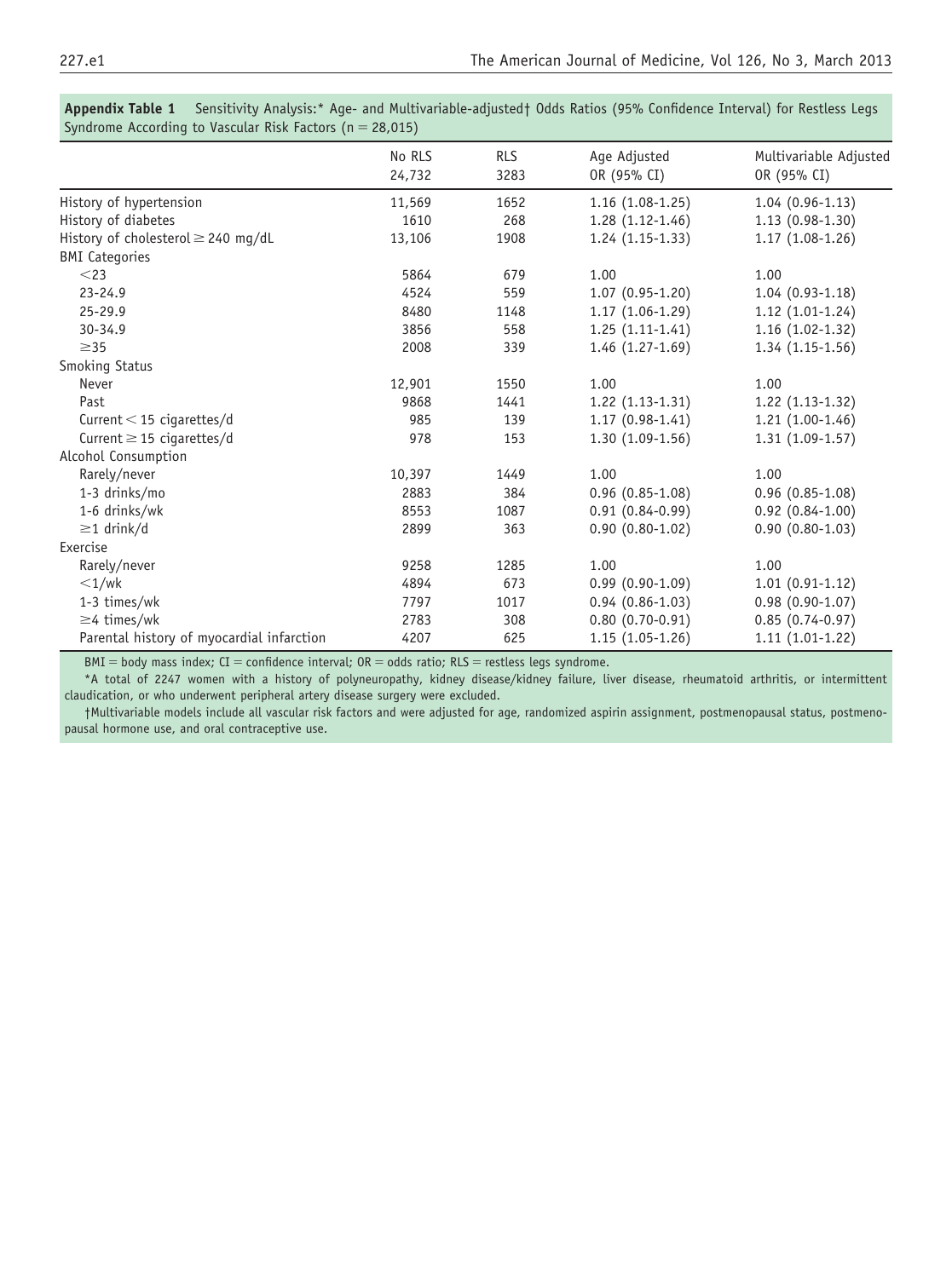**Appendix Table 1** Sensitivity Analysis:* Age- and Multivariable-adjusted† Odds Ratios (95% Confidence Interval) for Restless Legs Syndrome According to Vascular Risk Factors (n = 28,015)

| | No RLS 24,732 | RLS 3283 | Age Adjusted OR (95% CI) | Multivariable Adjusted OR (95% CI) |
|---|---|---|---|---|
| History of hypertension | 11,569 | 1652 | 1.16 (1.08-1.25) | 1.04 (0.96-1.13) |
| History of diabetes | 1610 | 268 | 1.28 (1.12-1.46) | 1.13 (0.98-1.30) |
| History of cholesterol ≥ 240 mg/dL | 13,106 | 1908 | 1.24 (1.15-1.33) | 1.17 (1.08-1.26) |
| BMI Categories | | | | |
| <23 | 5864 | 679 | 1.00 | 1.00 |
| 23-24.9 | 4524 | 559 | 1.07 (0.95-1.20) | 1.04 (0.93-1.18) |
| 25-29.9 | 8480 | 1148 | 1.17 (1.06-1.29) | 1.12 (1.01-1.24) |
| 30-34.9 | 3856 | 558 | 1.25 (1.11-1.41) | 1.16 (1.02-1.32) |
| ≥35 | 2008 | 339 | 1.46 (1.27-1.69) | 1.34 (1.15-1.56) |
| Smoking Status | | | | |
| Never | 12,901 | 1550 | 1.00 | 1.00 |
| Past | 9868 | 1441 | 1.22 (1.13-1.31) | 1.22 (1.13-1.32) |
| Current < 15 cigarettes/d | 985 | 139 | 1.17 (0.98-1.41) | 1.21 (1.00-1.46) |
| Current ≥ 15 cigarettes/d | 978 | 153 | 1.30 (1.09-1.56) | 1.31 (1.09-1.57) |
| Alcohol Consumption | | | | |
| Rarely/never | 10,397 | 1449 | 1.00 | 1.00 |
| 1-3 drinks/mo | 2883 | 384 | 0.96 (0.85-1.08) | 0.96 (0.85-1.08) |
| 1-6 drinks/wk | 8553 | 1087 | 0.91 (0.84-0.99) | 0.92 (0.84-1.00) |
| ≥1 drink/d | 2899 | 363 | 0.90 (0.80-1.02) | 0.90 (0.80-1.03) |
| Exercise | | | | |
| Rarely/never | 9258 | 1285 | 1.00 | 1.00 |
| <1/wk | 4894 | 673 | 0.99 (0.90-1.09) | 1.01 (0.91-1.12) |
| 1-3 times/wk | 7797 | 1017 | 0.94 (0.86-1.03) | 0.98 (0.90-1.07) |
| ≥4 times/wk | 2783 | 308 | 0.80 (0.70-0.91) | 0.85 (0.74-0.97) |
| Parental history of myocardial infarction | 4207 | 625 | 1.15 (1.05-1.26) | 1.11 (1.01-1.22) |

BMI = body mass index; CI = confidence interval; OR = odds ratio; RLS = restless legs syndrome.

*A total of 2247 women with a history of polyneuropathy, kidney disease/kidney failure, liver disease, rheumatoid arthritis, or intermittent claudication, or who underwent peripheral artery disease surgery were excluded.

†Multivariable models include all vascular risk factors and were adjusted for age, randomized aspirin assignment, postmenopausal status, postmenopausal hormone use, and oral contraceptive use.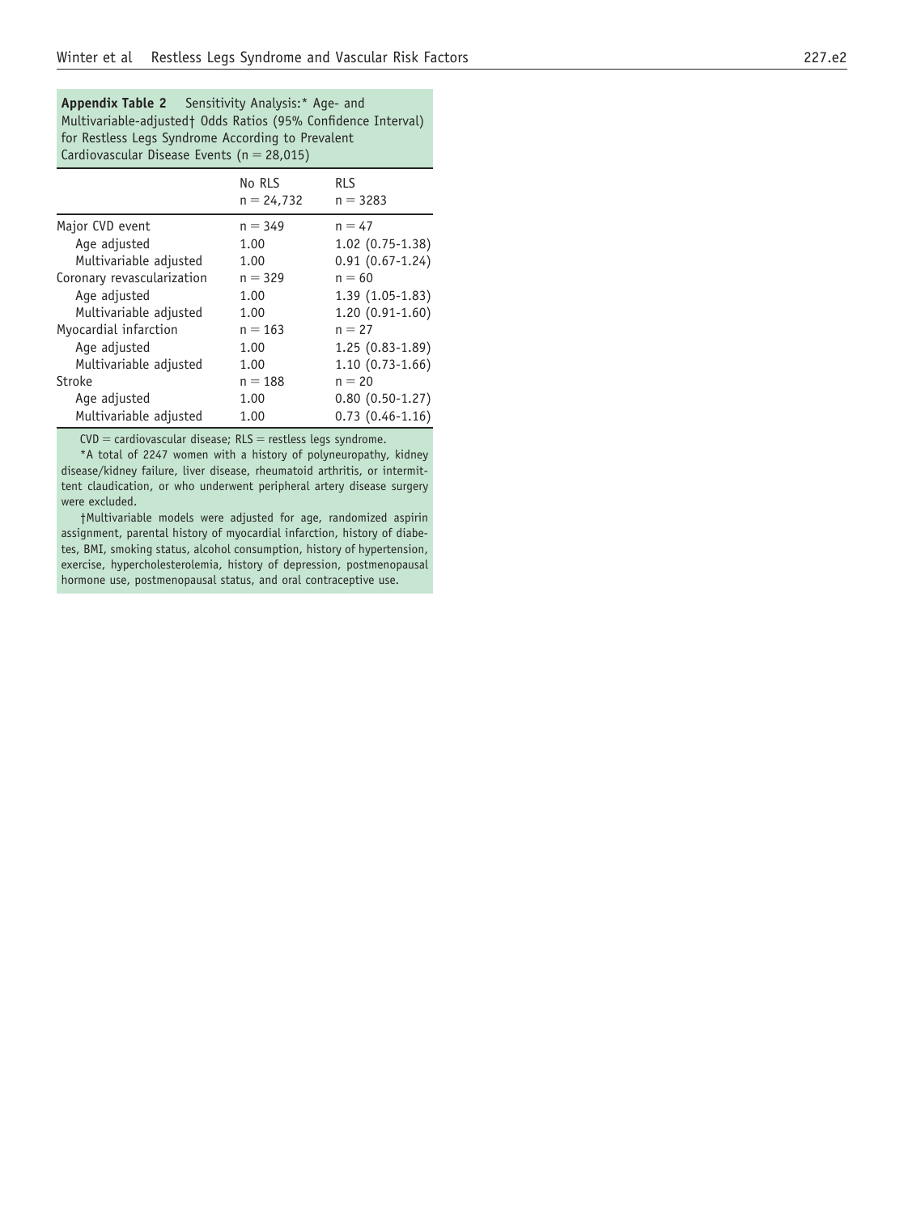**Appendix Table 2** Sensitivity Analysis:* Age- and Multivariable-adjusted† Odds Ratios (95% Confidence Interval) for Restless Legs Syndrome According to Prevalent Cardiovascular Disease Events (n = 28,015)

| | No RLS n = 24,732 | RLS n = 3283 |
|---|---|---|
| Major CVD event | n = 349 | n = 47 |
| Age adjusted | 1.00 | 1.02 (0.75-1.38) |
| Multivariable adjusted | 1.00 | 0.91 (0.67-1.24) |
| Coronary revascularization | n = 329 | n = 60 |
| Age adjusted | 1.00 | 1.39 (1.05-1.83) |
| Multivariable adjusted | 1.00 | 1.20 (0.91-1.60) |
| Myocardial infarction | n = 163 | n = 27 |
| Age adjusted | 1.00 | 1.25 (0.83-1.89) |
| Multivariable adjusted | 1.00 | 1.10 (0.73-1.66) |
| Stroke | n = 188 | n = 20 |
| Age adjusted | 1.00 | 0.80 (0.50-1.27) |
| Multivariable adjusted | 1.00 | 0.73 (0.46-1.16) |

CVD = cardiovascular disease; RLS = restless legs syndrome.

*A total of 2247 women with a history of polyneuropathy, kidney disease/kidney failure, liver disease, rheumatoid arthritis, or intermittent claudication, or who underwent peripheral artery disease surgery were excluded.

†Multivariable models were adjusted for age, randomized aspirin assignment, parental history of myocardial infarction, history of diabetes, BMI, smoking status, alcohol consumption, history of hypertension, exercise, hypercholesterolemia, history of depression, postmenopausal hormone use, postmenopausal status, and oral contraceptive use.